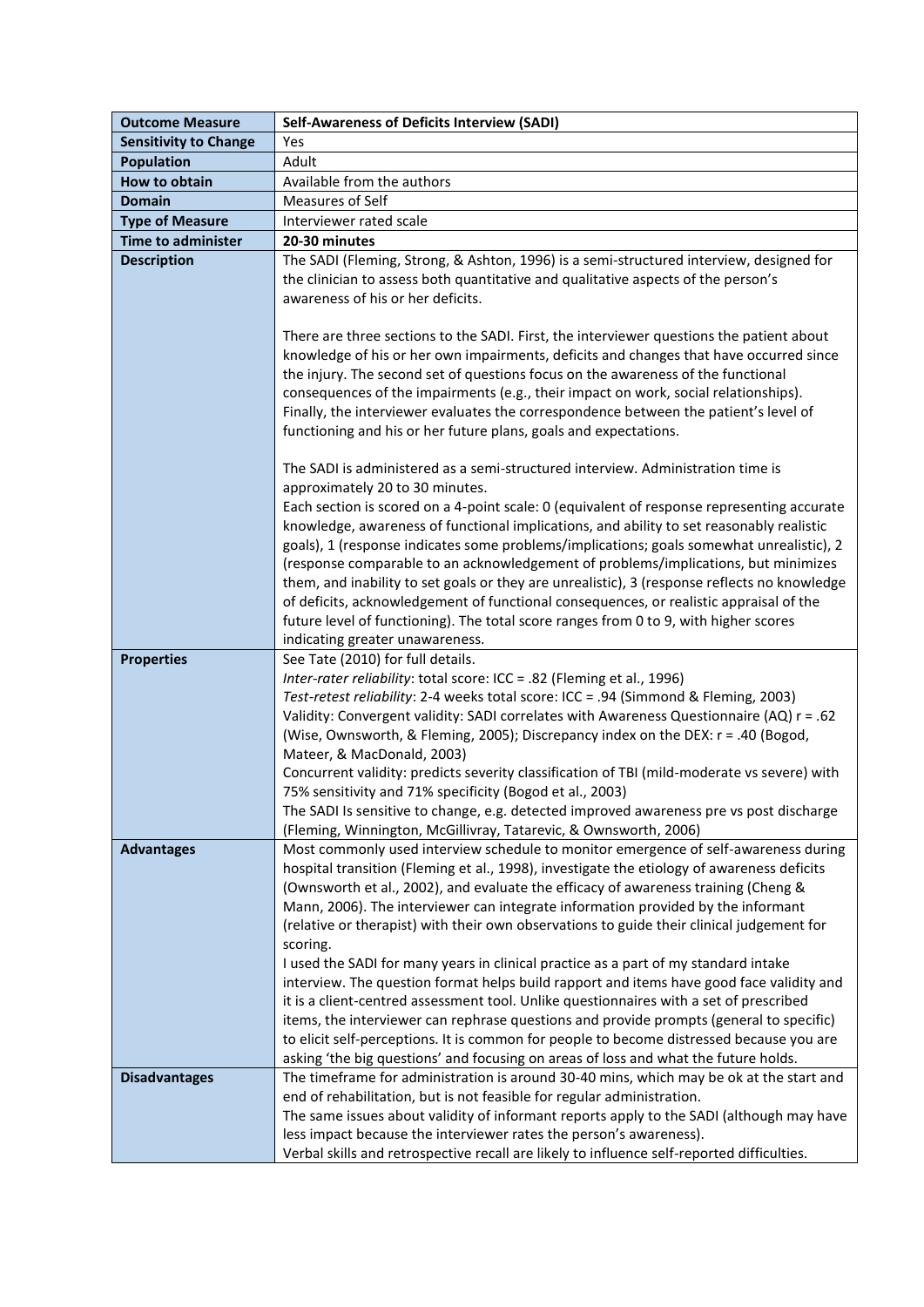| **Outcome Measure** | **Self-Awareness of Deficits Interview (SADI)** |
|---|---|
| **Sensitivity to Change** | Yes |
| **Population** | Adult |
| **How to obtain** | Available from the authors |
| **Domain** | Measures of Self |
| **Type of Measure** | Interviewer rated scale |
| **Time to administer** | **20-30 minutes** |
| **Description** | The SADI (Fleming, Strong, & Ashton, 1996) is a semi-structured interview, designed for the clinician to assess both quantitative and qualitative aspects of the person's awareness of his or her deficits.<br><br>There are three sections to the SADI. First, the interviewer questions the patient about knowledge of his or her own impairments, deficits and changes that have occurred since the injury. The second set of questions focus on the awareness of the functional consequences of the impairments (e.g., their impact on work, social relationships). Finally, the interviewer evaluates the correspondence between the patient's level of functioning and his or her future plans, goals and expectations.<br><br>The SADI is administered as a semi-structured interview. Administration time is approximately 20 to 30 minutes.<br>Each section is scored on a 4-point scale: 0 (equivalent of response representing accurate knowledge, awareness of functional implications, and ability to set reasonably realistic goals), 1 (response indicates some problems/implications; goals somewhat unrealistic), 2 (response comparable to an acknowledgement of problems/implications, but minimizes them, and inability to set goals or they are unrealistic), 3 (response reflects no knowledge of deficits, acknowledgement of functional consequences, or realistic appraisal of the future level of functioning). The total score ranges from 0 to 9, with higher scores indicating greater unawareness. |
| **Properties** | See Tate (2010) for full details.<br>*Inter-rater reliability*: total score: ICC = .82 (Fleming et al., 1996)<br>*Test-retest reliability*: 2-4 weeks total score: ICC = .94 (Simmond & Fleming, 2003)<br>Validity: Convergent validity: SADI correlates with Awareness Questionnaire (AQ) r = .62 (Wise, Ownsworth, & Fleming, 2005); Discrepancy index on the DEX: r = .40 (Bogod, Mateer, & MacDonald, 2003)<br>Concurrent validity: predicts severity classification of TBI (mild-moderate vs severe) with 75% sensitivity and 71% specificity (Bogod et al., 2003)<br>The SADI Is sensitive to change, e.g. detected improved awareness pre vs post discharge (Fleming, Winnington, McGillivray, Tatarevic, & Ownsworth, 2006) |
| **Advantages** | Most commonly used interview schedule to monitor emergence of self-awareness during hospital transition (Fleming et al., 1998), investigate the etiology of awareness deficits (Ownsworth et al., 2002), and evaluate the efficacy of awareness training (Cheng & Mann, 2006). The interviewer can integrate information provided by the informant (relative or therapist) with their own observations to guide their clinical judgement for scoring.<br>I used the SADI for many years in clinical practice as a part of my standard intake interview. The question format helps build rapport and items have good face validity and it is a client-centred assessment tool. Unlike questionnaires with a set of prescribed items, the interviewer can rephrase questions and provide prompts (general to specific) to elicit self-perceptions. It is common for people to become distressed because you are asking 'the big questions' and focusing on areas of loss and what the future holds. |
| **Disadvantages** | The timeframe for administration is around 30-40 mins, which may be ok at the start and end of rehabilitation, but is not feasible for regular administration.<br>The same issues about validity of informant reports apply to the SADI (although may have less impact because the interviewer rates the person's awareness).<br>Verbal skills and retrospective recall are likely to influence self-reported difficulties. |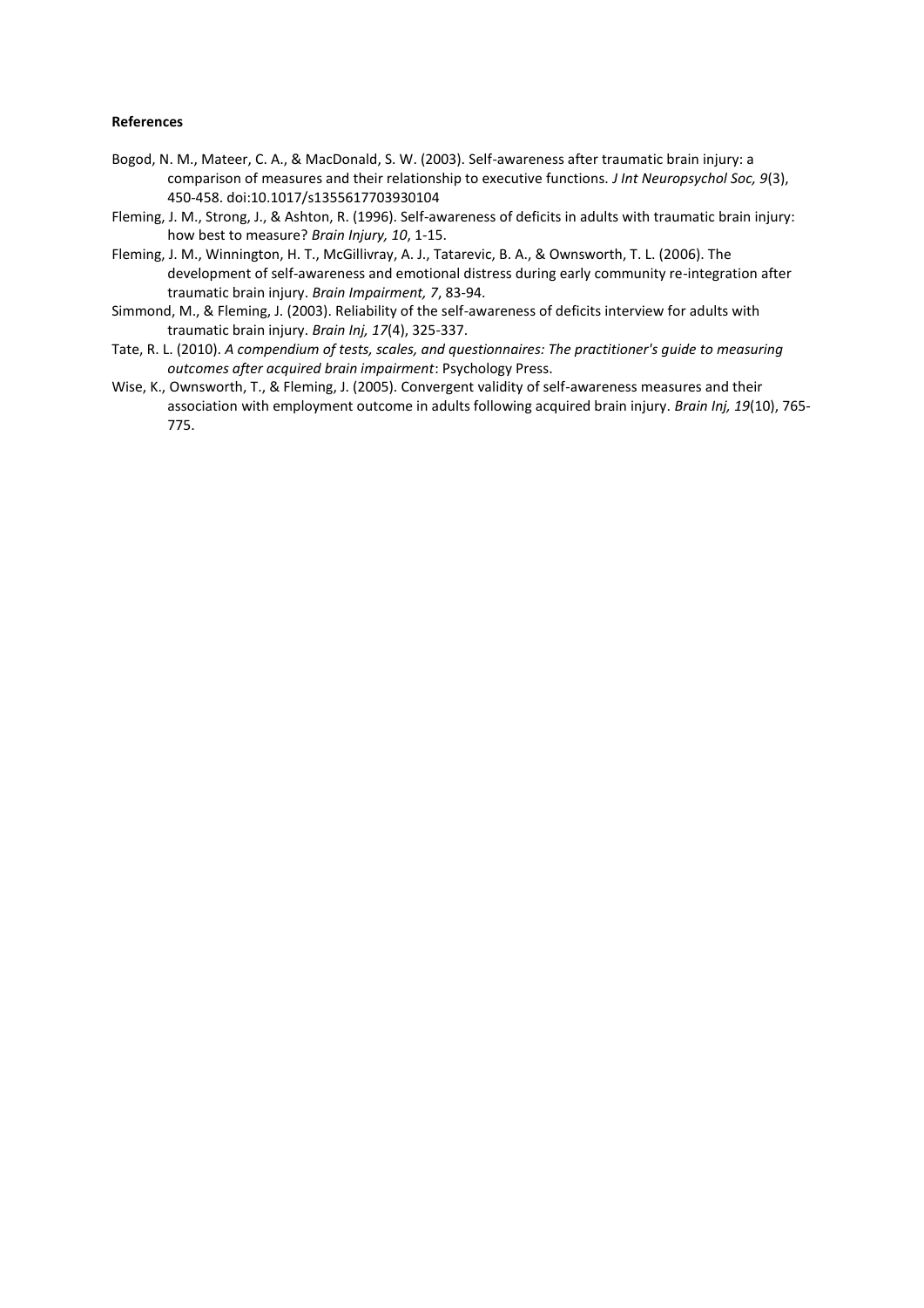**References**

Bogod, N. M., Mateer, C. A., & MacDonald, S. W. (2003). Self-awareness after traumatic brain injury: a comparison of measures and their relationship to executive functions. *J Int Neuropsychol Soc, 9*(3), 450-458. doi:10.1017/s1355617703930104

Fleming, J. M., Strong, J., & Ashton, R. (1996). Self-awareness of deficits in adults with traumatic brain injury: how best to measure? *Brain Injury, 10*, 1-15.

Fleming, J. M., Winnington, H. T., McGillivray, A. J., Tatarevic, B. A., & Ownsworth, T. L. (2006). The development of self-awareness and emotional distress during early community re-integration after traumatic brain injury. *Brain Impairment, 7*, 83-94.

Simmond, M., & Fleming, J. (2003). Reliability of the self-awareness of deficits interview for adults with traumatic brain injury. *Brain Inj, 17*(4), 325-337.

Tate, R. L. (2010). *A compendium of tests, scales, and questionnaires: The practitioner's guide to measuring outcomes after acquired brain impairment*: Psychology Press.

Wise, K., Ownsworth, T., & Fleming, J. (2005). Convergent validity of self-awareness measures and their association with employment outcome in adults following acquired brain injury. *Brain Inj, 19*(10), 765-775.